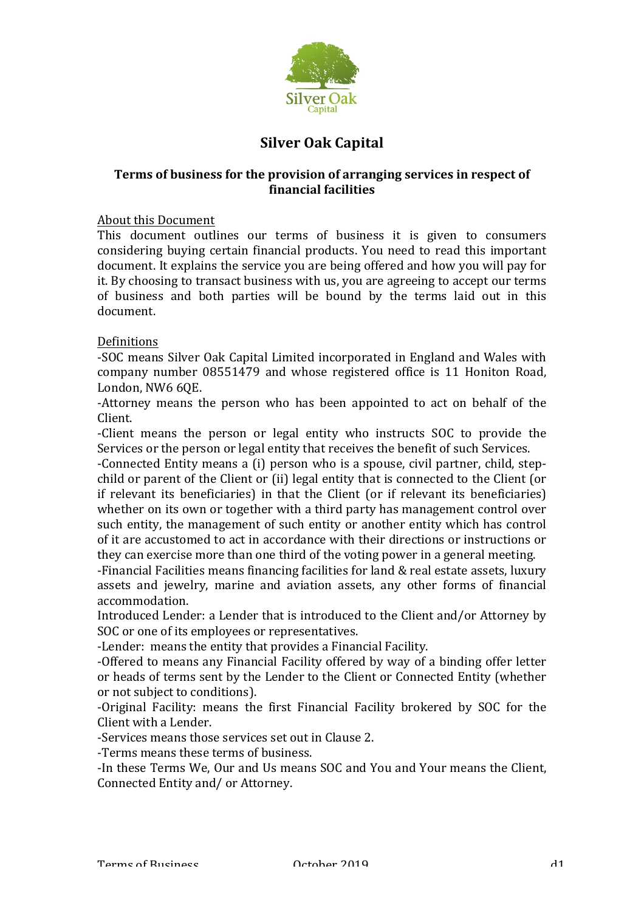# Silver Oak Capital

### Terms of business for the provision of arranging services in respect of financial facilities

<u>About this Document</u>

This document outlines our terms of business it is given to consumers considering buying certain financial products. You need to read this important document. It explains the service you are being offered and how you will pay for it. By choosing to transact business with us, you are agreeing to accept our terms of business and both parties will be bound by the terms laid out in this document.

<u>Definitions</u>

-SOC means Silver Oak Capital Limited incorporated in England and Wales with company number 08551479 and whose registered office is 11 Honiton Road, London, NW6 6QE.

-Attorney means the person who has been appointed to act on behalf of the Client.

-Client means the person or legal entity who instructs SOC to provide the Services or the person or legal entity that receives the benefit of such Services.

-Connected Entity means a (i) person who is a spouse, civil partner, child, step-child or parent of the Client or (ii) legal entity that is connected to the Client (or if relevant its beneficiaries) in that the Client (or if relevant its beneficiaries) whether on its own or together with a third party has management control over such entity, the management of such entity or another entity which has control of it are accustomed to act in accordance with their directions or instructions or they can exercise more than one third of the voting power in a general meeting.

-Financial Facilities means financing facilities for land & real estate assets, luxury assets and jewelry, marine and aviation assets, any other forms of financial accommodation.

Introduced Lender: a Lender that is introduced to the Client and/or Attorney by SOC or one of its employees or representatives.

-Lender: means the entity that provides a Financial Facility.

-Offered to means any Financial Facility offered by way of a binding offer letter or heads of terms sent by the Lender to the Client or Connected Entity (whether or not subject to conditions).

-Original Facility: means the first Financial Facility brokered by SOC for the Client with a Lender.

-Services means those services set out in Clause 2.

-Terms means these terms of business.

-In these Terms We, Our and Us means SOC and You and Your means the Client, Connected Entity and/ or Attorney.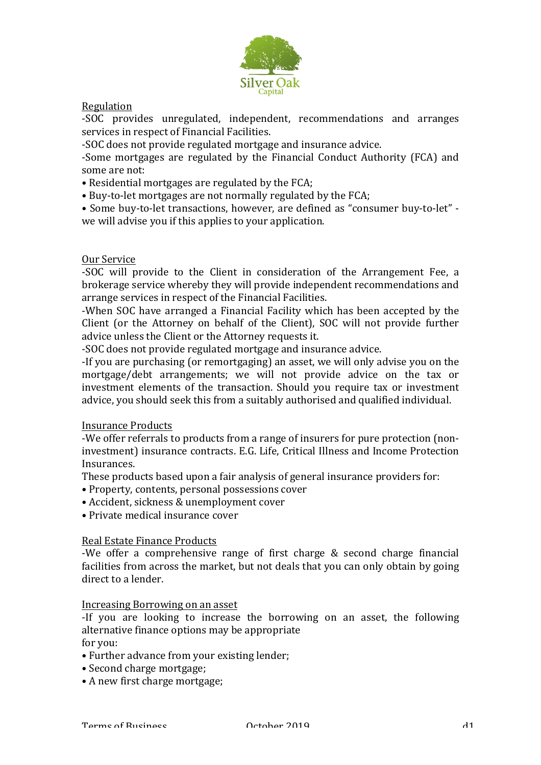## Regulation

-SOC provides unregulated, independent, recommendations and arranges services in respect of Financial Facilities.

-SOC does not provide regulated mortgage and insurance advice.

-Some mortgages are regulated by the Financial Conduct Authority (FCA) and some are not:

- Residential mortgages are regulated by the FCA;
- Buy-to-let mortgages are not normally regulated by the FCA;
- Some buy-to-let transactions, however, are defined as "consumer buy-to-let" - we will advise you if this applies to your application.

## Our Service

-SOC will provide to the Client in consideration of the Arrangement Fee, a brokerage service whereby they will provide independent recommendations and arrange services in respect of the Financial Facilities.

-When SOC have arranged a Financial Facility which has been accepted by the Client (or the Attorney on behalf of the Client), SOC will not provide further advice unless the Client or the Attorney requests it.

-SOC does not provide regulated mortgage and insurance advice.

-If you are purchasing (or remortgaging) an asset, we will only advise you on the mortgage/debt arrangements; we will not provide advice on the tax or investment elements of the transaction. Should you require tax or investment advice, you should seek this from a suitably authorised and qualified individual.

## Insurance Products

-We offer referrals to products from a range of insurers for pure protection (non-investment) insurance contracts. E.G. Life, Critical Illness and Income Protection Insurances.

These products based upon a fair analysis of general insurance providers for:

- Property, contents, personal possessions cover
- Accident, sickness & unemployment cover
- Private medical insurance cover

## Real Estate Finance Products

-We offer a comprehensive range of first charge & second charge financial facilities from across the market, but not deals that you can only obtain by going direct to a lender.

## Increasing Borrowing on an asset

-If you are looking to increase the borrowing on an asset, the following alternative finance options may be appropriate for you:

- Further advance from your existing lender;
- Second charge mortgage;
- A new first charge mortgage;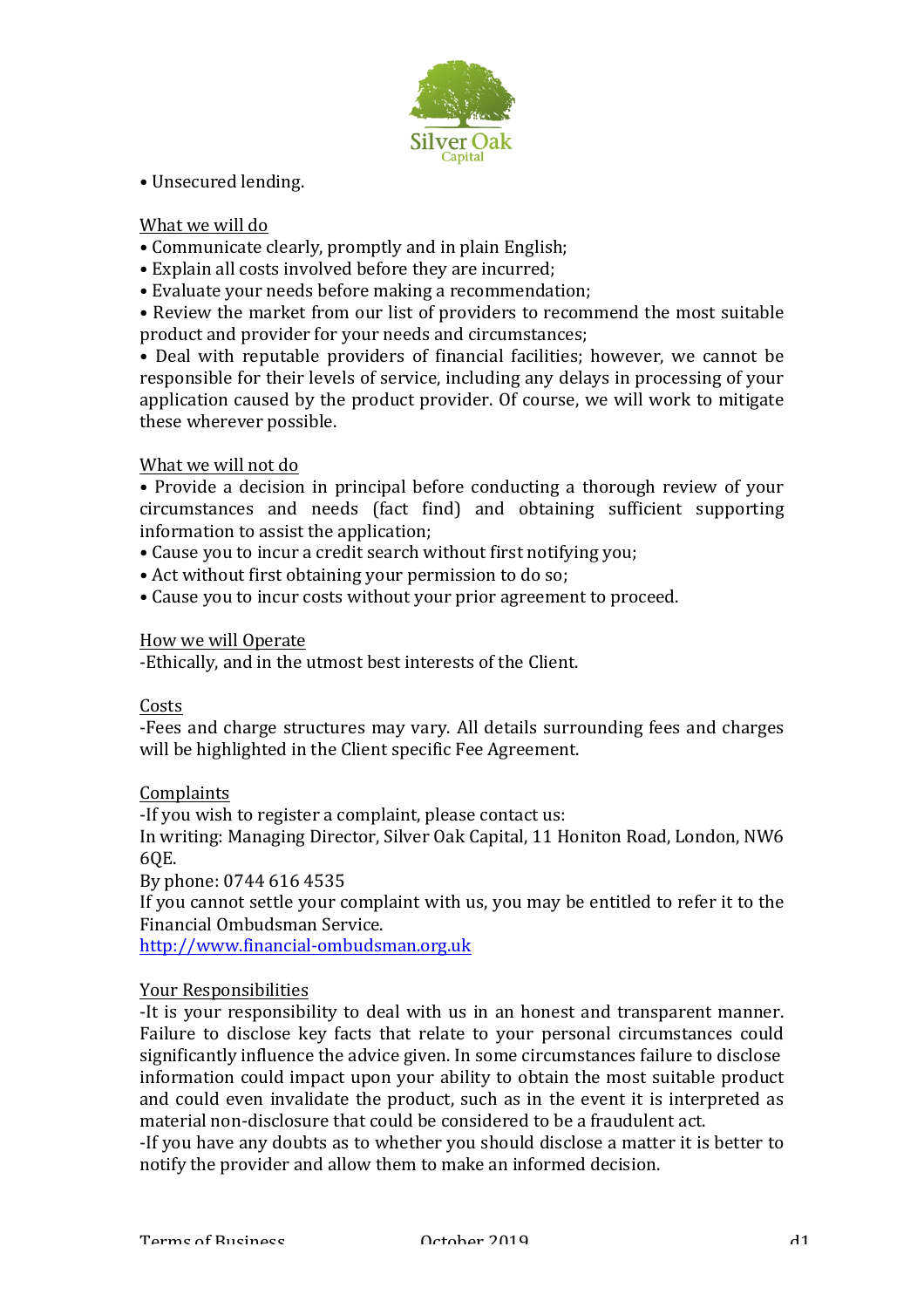• Unsecured lending.

## What we will do

• Communicate clearly, promptly and in plain English;
• Explain all costs involved before they are incurred;
• Evaluate your needs before making a recommendation;
• Review the market from our list of providers to recommend the most suitable product and provider for your needs and circumstances;
• Deal with reputable providers of financial facilities; however, we cannot be responsible for their levels of service, including any delays in processing of your application caused by the product provider. Of course, we will work to mitigate these wherever possible.

## What we will not do

• Provide a decision in principal before conducting a thorough review of your circumstances and needs (fact find) and obtaining sufficient supporting information to assist the application;
• Cause you to incur a credit search without first notifying you;
• Act without first obtaining your permission to do so;
• Cause you to incur costs without your prior agreement to proceed.

## How we will Operate

-Ethically, and in the utmost best interests of the Client.

## Costs

-Fees and charge structures may vary. All details surrounding fees and charges will be highlighted in the Client specific Fee Agreement.

## Complaints

-If you wish to register a complaint, please contact us:
In writing: Managing Director, Silver Oak Capital, 11 Honiton Road, London, NW6 6QE.
By phone: 0744 616 4535
If you cannot settle your complaint with us, you may be entitled to refer it to the Financial Ombudsman Service.
http://www.financial-ombudsman.org.uk

## Your Responsibilities

-It is your responsibility to deal with us in an honest and transparent manner. Failure to disclose key facts that relate to your personal circumstances could significantly influence the advice given. In some circumstances failure to disclose information could impact upon your ability to obtain the most suitable product and could even invalidate the product, such as in the event it is interpreted as material non-disclosure that could be considered to be a fraudulent act.
-If you have any doubts as to whether you should disclose a matter it is better to notify the provider and allow them to make an informed decision.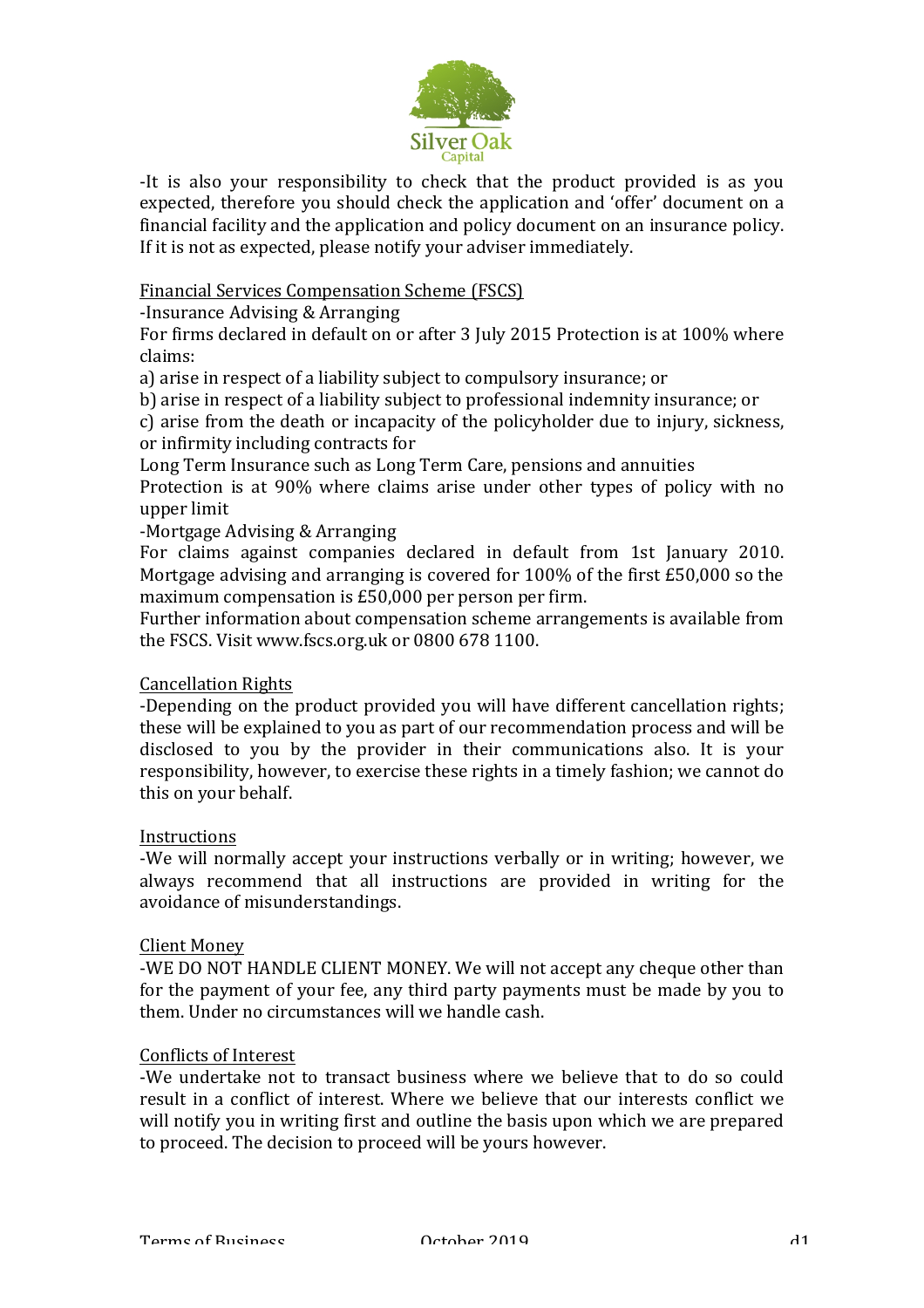-It is also your responsibility to check that the product provided is as you expected, therefore you should check the application and 'offer' document on a financial facility and the application and policy document on an insurance policy. If it is not as expected, please notify your adviser immediately.

## Financial Services Compensation Scheme (FSCS)

-Insurance Advising & Arranging

For firms declared in default on or after 3 July 2015 Protection is at 100% where claims:

a) arise in respect of a liability subject to compulsory insurance; or

b) arise in respect of a liability subject to professional indemnity insurance; or

c) arise from the death or incapacity of the policyholder due to injury, sickness, or infirmity including contracts for

Long Term Insurance such as Long Term Care, pensions and annuities

Protection is at 90% where claims arise under other types of policy with no upper limit

-Mortgage Advising & Arranging

For claims against companies declared in default from 1st January 2010. Mortgage advising and arranging is covered for 100% of the first £50,000 so the maximum compensation is £50,000 per person per firm.

Further information about compensation scheme arrangements is available from the FSCS. Visit www.fscs.org.uk or 0800 678 1100.

## Cancellation Rights

-Depending on the product provided you will have different cancellation rights; these will be explained to you as part of our recommendation process and will be disclosed to you by the provider in their communications also. It is your responsibility, however, to exercise these rights in a timely fashion; we cannot do this on your behalf.

## Instructions

-We will normally accept your instructions verbally or in writing; however, we always recommend that all instructions are provided in writing for the avoidance of misunderstandings.

## Client Money

-WE DO NOT HANDLE CLIENT MONEY. We will not accept any cheque other than for the payment of your fee, any third party payments must be made by you to them. Under no circumstances will we handle cash.

## Conflicts of Interest

-We undertake not to transact business where we believe that to do so could result in a conflict of interest. Where we believe that our interests conflict we will notify you in writing first and outline the basis upon which we are prepared to proceed. The decision to proceed will be yours however.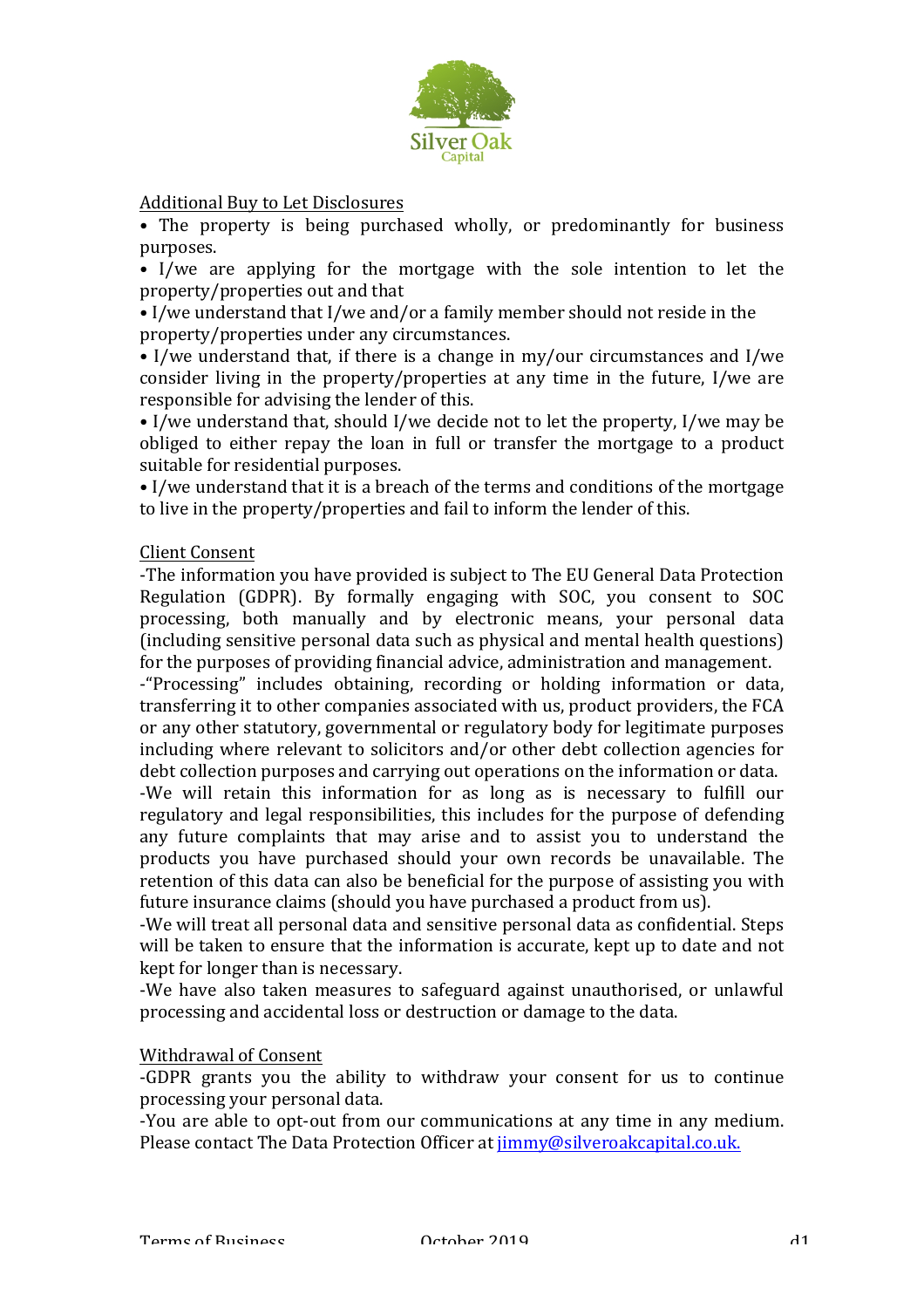Silver Oak Capital

Additional Buy to Let Disclosures

- The property is being purchased wholly, or predominantly for business purposes.
- I/we are applying for the mortgage with the sole intention to let the property/properties out and that
- I/we understand that I/we and/or a family member should not reside in the property/properties under any circumstances.
- I/we understand that, if there is a change in my/our circumstances and I/we consider living in the property/properties at any time in the future, I/we are responsible for advising the lender of this.
- I/we understand that, should I/we decide not to let the property, I/we may be obliged to either repay the loan in full or transfer the mortgage to a product suitable for residential purposes.
- I/we understand that it is a breach of the terms and conditions of the mortgage to live in the property/properties and fail to inform the lender of this.

Client Consent

-The information you have provided is subject to The EU General Data Protection Regulation (GDPR). By formally engaging with SOC, you consent to SOC processing, both manually and by electronic means, your personal data (including sensitive personal data such as physical and mental health questions) for the purposes of providing financial advice, administration and management.

-"Processing" includes obtaining, recording or holding information or data, transferring it to other companies associated with us, product providers, the FCA or any other statutory, governmental or regulatory body for legitimate purposes including where relevant to solicitors and/or other debt collection agencies for debt collection purposes and carrying out operations on the information or data.

-We will retain this information for as long as is necessary to fulfill our regulatory and legal responsibilities, this includes for the purpose of defending any future complaints that may arise and to assist you to understand the products you have purchased should your own records be unavailable. The retention of this data can also be beneficial for the purpose of assisting you with future insurance claims (should you have purchased a product from us).

-We will treat all personal data and sensitive personal data as confidential. Steps will be taken to ensure that the information is accurate, kept up to date and not kept for longer than is necessary.

-We have also taken measures to safeguard against unauthorised, or unlawful processing and accidental loss or destruction or damage to the data.

Withdrawal of Consent

-GDPR grants you the ability to withdraw your consent for us to continue processing your personal data.

-You are able to opt-out from our communications at any time in any medium. Please contact The Data Protection Officer at jimmy@silveroakcapital.co.uk.